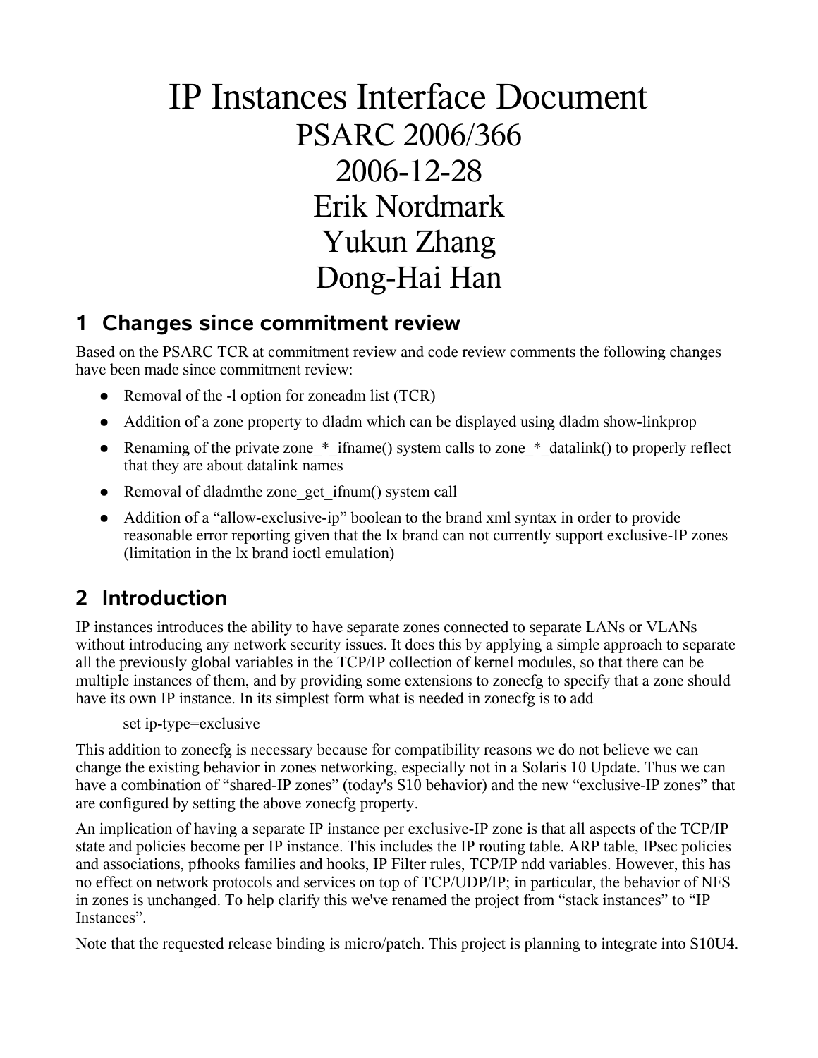# IP Instances Interface Document

PSARC 2006/366

2006-12-28

Erik Nordmark

Yukun Zhang

Dong-Hai Han

## 1 Changes since commitment review

Based on the PSARC TCR at commitment review and code review comments the following changes have been made since commitment review:

- Removal of the -l option for zoneadm list (TCR)
- Addition of a zone property to dladm which can be displayed using dladm show-linkprop
- Renaming of the private zone_*_ifname() system calls to zone_*_datalink() to properly reflect that they are about datalink names
- Removal of dladmthe zone_get_ifnum() system call
- Addition of a "allow-exclusive-ip" boolean to the brand xml syntax in order to provide reasonable error reporting given that the lx brand can not currently support exclusive-IP zones (limitation in the lx brand ioctl emulation)

## 2 Introduction

IP instances introduces the ability to have separate zones connected to separate LANs or VLANs without introducing any network security issues. It does this by applying a simple approach to separate all the previously global variables in the TCP/IP collection of kernel modules, so that there can be multiple instances of them, and by providing some extensions to zonecfg to specify that a zone should have its own IP instance. In its simplest form what is needed in zonecfg is to add

```
set ip-type=exclusive
```

This addition to zonecfg is necessary because for compatibility reasons we do not believe we can change the existing behavior in zones networking, especially not in a Solaris 10 Update. Thus we can have a combination of "shared-IP zones" (today's S10 behavior) and the new "exclusive-IP zones" that are configured by setting the above zonecfg property.

An implication of having a separate IP instance per exclusive-IP zone is that all aspects of the TCP/IP state and policies become per IP instance. This includes the IP routing table. ARP table, IPsec policies and associations, pfhooks families and hooks, IP Filter rules, TCP/IP ndd variables. However, this has no effect on network protocols and services on top of TCP/UDP/IP; in particular, the behavior of NFS in zones is unchanged. To help clarify this we've renamed the project from "stack instances" to "IP Instances".

Note that the requested release binding is micro/patch. This project is planning to integrate into S10U4.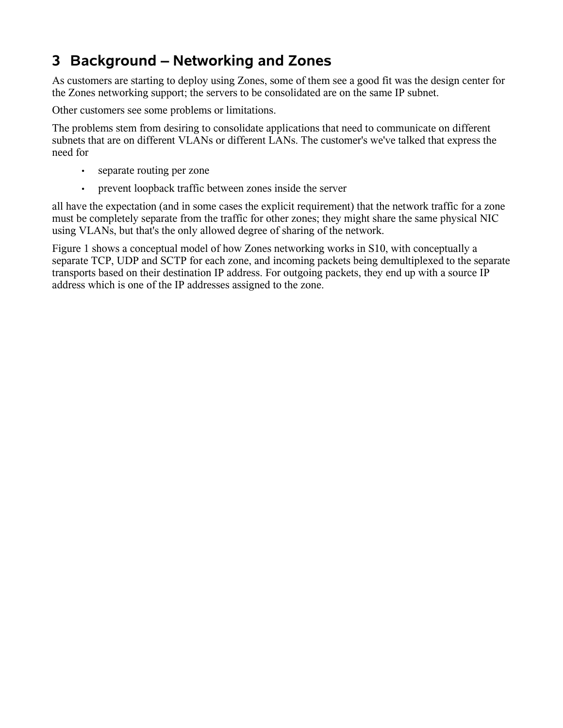# 3 Background – Networking and Zones

As customers are starting to deploy using Zones, some of them see a good fit was the design center for the Zones networking support; the servers to be consolidated are on the same IP subnet.

Other customers see some problems or limitations.

The problems stem from desiring to consolidate applications that need to communicate on different subnets that are on different VLANs or different LANs. The customer's we've talked that express the need for

- separate routing per zone
- prevent loopback traffic between zones inside the server

all have the expectation (and in some cases the explicit requirement) that the network traffic for a zone must be completely separate from the traffic for other zones; they might share the same physical NIC using VLANs, but that's the only allowed degree of sharing of the network.

Figure 1 shows a conceptual model of how Zones networking works in S10, with conceptually a separate TCP, UDP and SCTP for each zone, and incoming packets being demultiplexed to the separate transports based on their destination IP address. For outgoing packets, they end up with a source IP address which is one of the IP addresses assigned to the zone.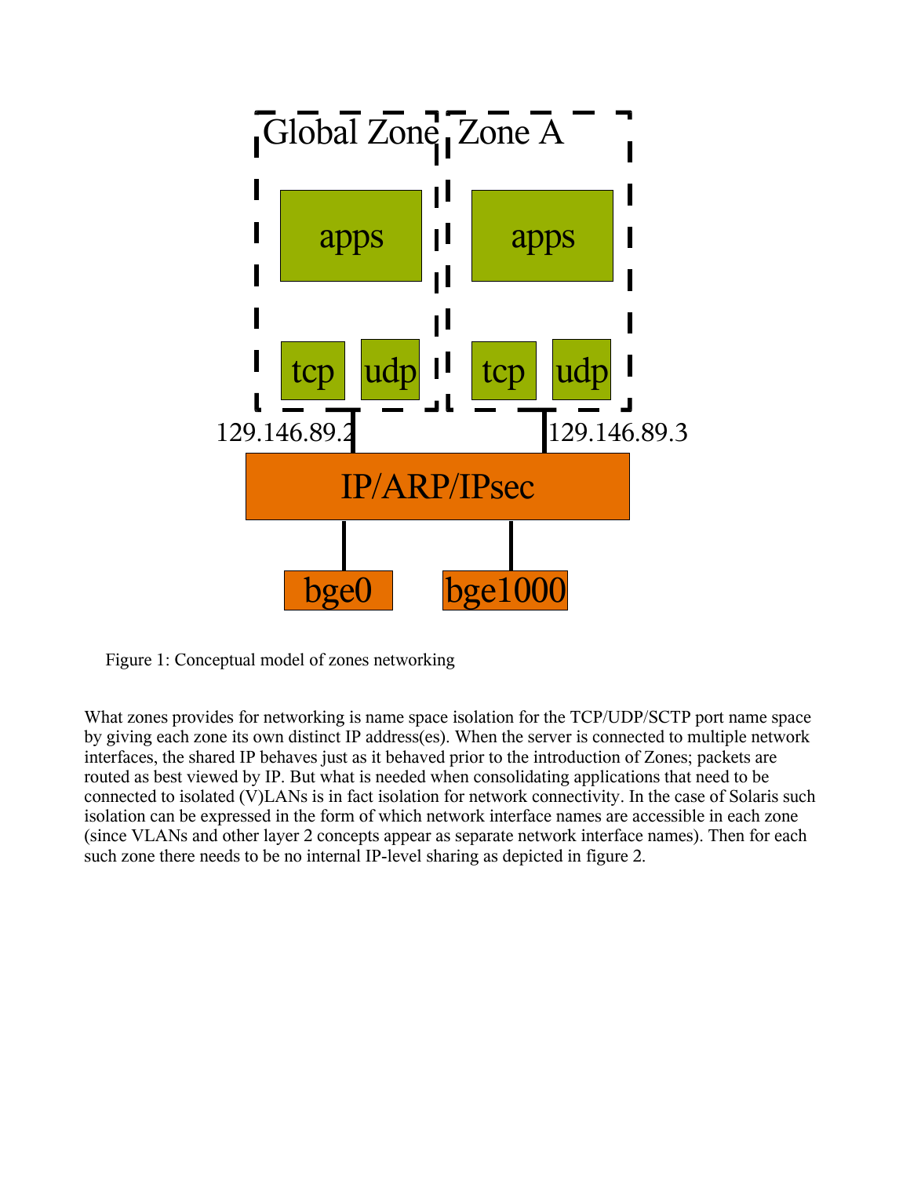Figure 1: Conceptual model of zones networking

What zones provides for networking is name space isolation for the TCP/UDP/SCTP port name space by giving each zone its own distinct IP address(es). When the server is connected to multiple network interfaces, the shared IP behaves just as it behaved prior to the introduction of Zones; packets are routed as best viewed by IP. But what is needed when consolidating applications that need to be connected to isolated (V)LANs is in fact isolation for network connectivity. In the case of Solaris such isolation can be expressed in the form of which network interface names are accessible in each zone (since VLANs and other layer 2 concepts appear as separate network interface names). Then for each such zone there needs to be no internal IP-level sharing as depicted in figure 2.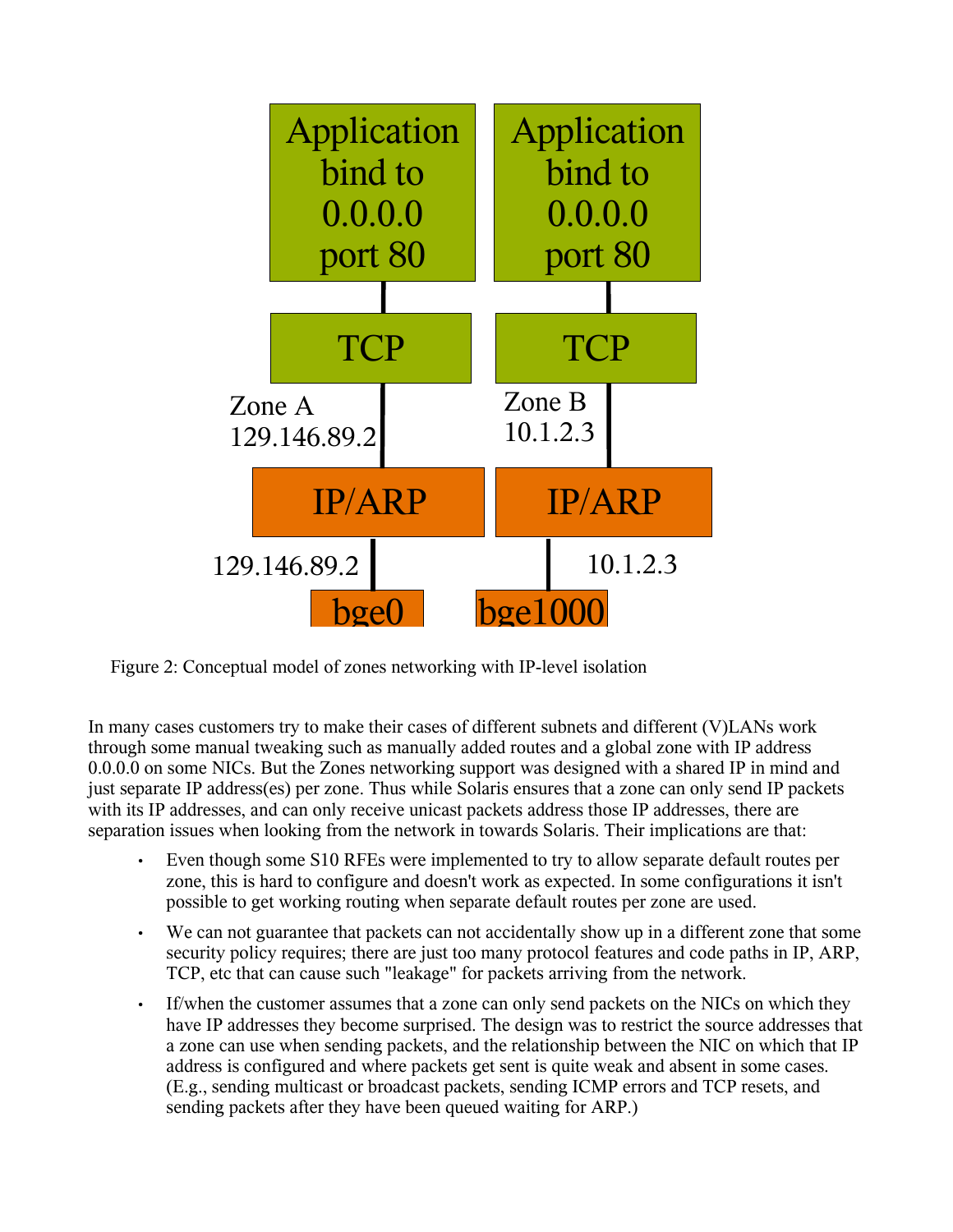Figure 2: Conceptual model of zones networking with IP-level isolation

In many cases customers try to make their cases of different subnets and different (V)LANs work through some manual tweaking such as manually added routes and a global zone with IP address 0.0.0.0 on some NICs. But the Zones networking support was designed with a shared IP in mind and just separate IP address(es) per zone. Thus while Solaris ensures that a zone can only send IP packets with its IP addresses, and can only receive unicast packets address those IP addresses, there are separation issues when looking from the network in towards Solaris. Their implications are that:

- Even though some S10 RFEs were implemented to try to allow separate default routes per zone, this is hard to configure and doesn't work as expected. In some configurations it isn't possible to get working routing when separate default routes per zone are used.
- We can not guarantee that packets can not accidentally show up in a different zone that some security policy requires; there are just too many protocol features and code paths in IP, ARP, TCP, etc that can cause such "leakage" for packets arriving from the network.
- If/when the customer assumes that a zone can only send packets on the NICs on which they have IP addresses they become surprised. The design was to restrict the source addresses that a zone can use when sending packets, and the relationship between the NIC on which that IP address is configured and where packets get sent is quite weak and absent in some cases. (E.g., sending multicast or broadcast packets, sending ICMP errors and TCP resets, and sending packets after they have been queued waiting for ARP.)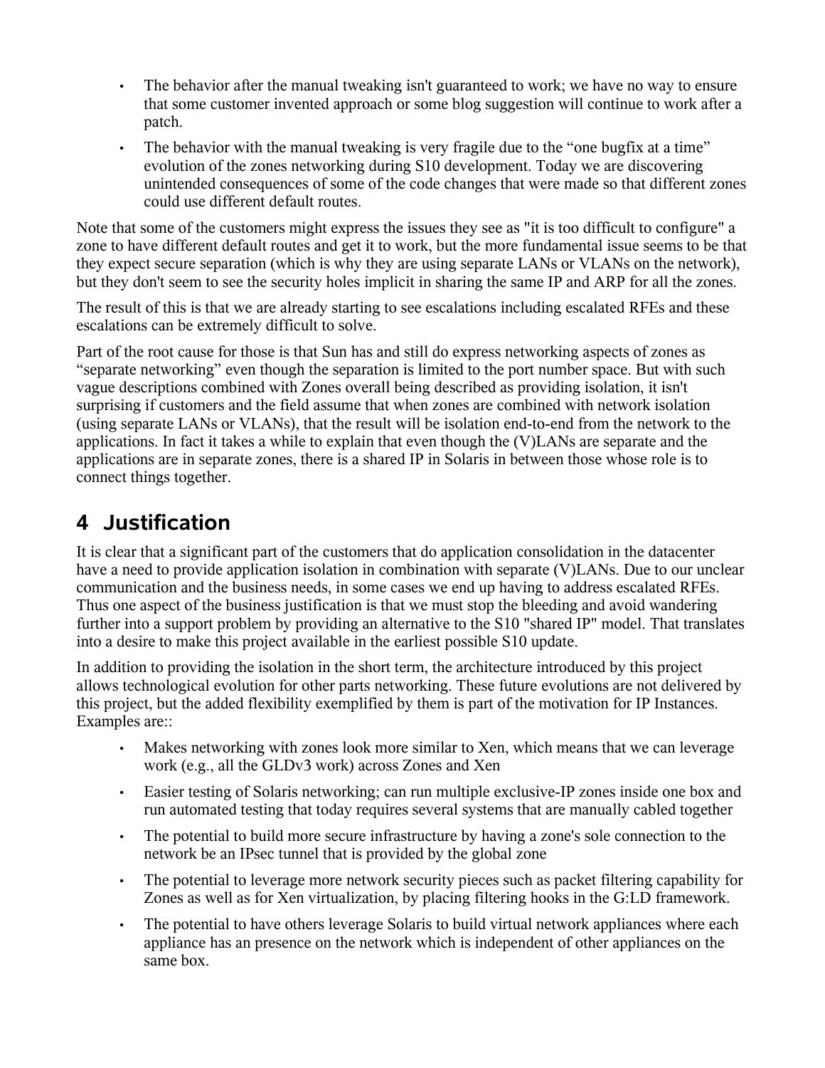- The behavior after the manual tweaking isn't guaranteed to work; we have no way to ensure that some customer invented approach or some blog suggestion will continue to work after a patch.
- The behavior with the manual tweaking is very fragile due to the "one bugfix at a time" evolution of the zones networking during S10 development. Today we are discovering unintended consequences of some of the code changes that were made so that different zones could use different default routes.

Note that some of the customers might express the issues they see as "it is too difficult to configure" a zone to have different default routes and get it to work, but the more fundamental issue seems to be that they expect secure separation (which is why they are using separate LANs or VLANs on the network), but they don't seem to see the security holes implicit in sharing the same IP and ARP for all the zones.

The result of this is that we are already starting to see escalations including escalated RFEs and these escalations can be extremely difficult to solve.

Part of the root cause for those is that Sun has and still do express networking aspects of zones as "separate networking" even though the separation is limited to the port number space. But with such vague descriptions combined with Zones overall being described as providing isolation, it isn't surprising if customers and the field assume that when zones are combined with network isolation (using separate LANs or VLANs), that the result will be isolation end-to-end from the network to the applications. In fact it takes a while to explain that even though the (V)LANs are separate and the applications are in separate zones, there is a shared IP in Solaris in between those whose role is to connect things together.

# 4 Justification

It is clear that a significant part of the customers that do application consolidation in the datacenter have a need to provide application isolation in combination with separate (V)LANs. Due to our unclear communication and the business needs, in some cases we end up having to address escalated RFEs. Thus one aspect of the business justification is that we must stop the bleeding and avoid wandering further into a support problem by providing an alternative to the S10 "shared IP" model. That translates into a desire to make this project available in the earliest possible S10 update.

In addition to providing the isolation in the short term, the architecture introduced by this project allows technological evolution for other parts networking. These future evolutions are not delivered by this project, but the added flexibility exemplified by them is part of the motivation for IP Instances. Examples are::

- Makes networking with zones look more similar to Xen, which means that we can leverage work (e.g., all the GLDv3 work) across Zones and Xen
- Easier testing of Solaris networking; can run multiple exclusive-IP zones inside one box and run automated testing that today requires several systems that are manually cabled together
- The potential to build more secure infrastructure by having a zone's sole connection to the network be an IPsec tunnel that is provided by the global zone
- The potential to leverage more network security pieces such as packet filtering capability for Zones as well as for Xen virtualization, by placing filtering hooks in the G:LD framework.
- The potential to have others leverage Solaris to build virtual network appliances where each appliance has an presence on the network which is independent of other appliances on the same box.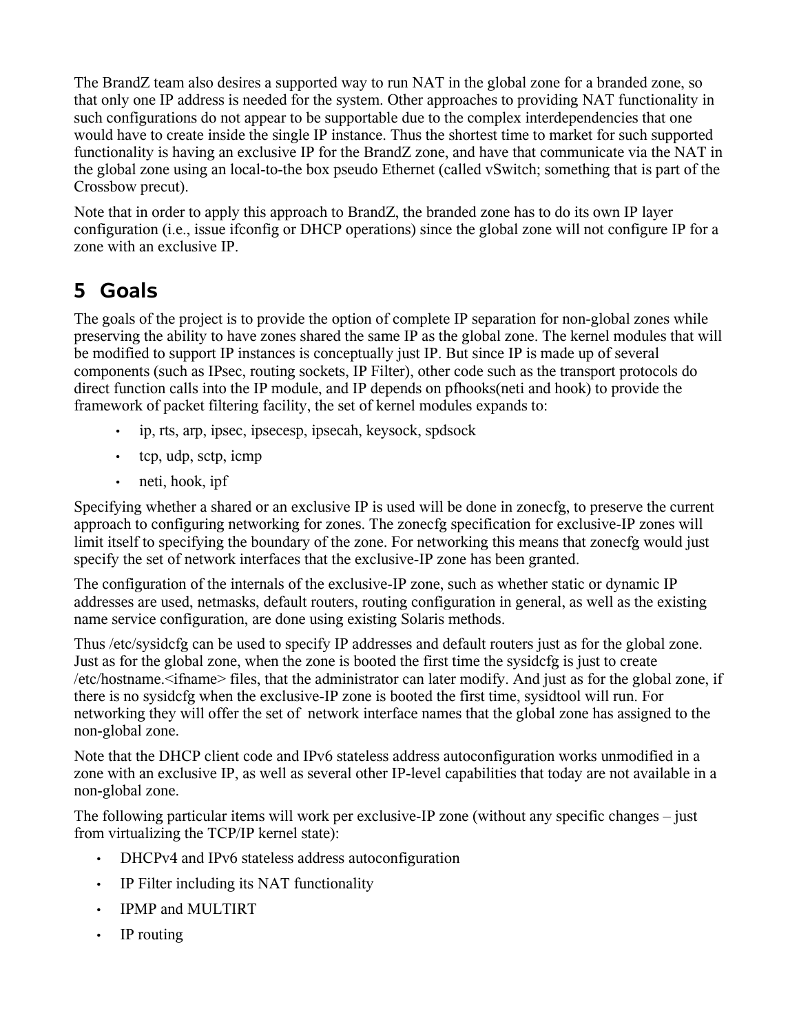The BrandZ team also desires a supported way to run NAT in the global zone for a branded zone, so that only one IP address is needed for the system. Other approaches to providing NAT functionality in such configurations do not appear to be supportable due to the complex interdependencies that one would have to create inside the single IP instance. Thus the shortest time to market for such supported functionality is having an exclusive IP for the BrandZ zone, and have that communicate via the NAT in the global zone using an local-to-the box pseudo Ethernet (called vSwitch; something that is part of the Crossbow precut).

Note that in order to apply this approach to BrandZ, the branded zone has to do its own IP layer configuration (i.e., issue ifconfig or DHCP operations) since the global zone will not configure IP for a zone with an exclusive IP.

# 5 Goals

The goals of the project is to provide the option of complete IP separation for non-global zones while preserving the ability to have zones shared the same IP as the global zone. The kernel modules that will be modified to support IP instances is conceptually just IP. But since IP is made up of several components (such as IPsec, routing sockets, IP Filter), other code such as the transport protocols do direct function calls into the IP module, and IP depends on pfhooks(neti and hook) to provide the framework of packet filtering facility, the set of kernel modules expands to:

- ip, rts, arp, ipsec, ipsecesp, ipsecah, keysock, spdsock
- tcp, udp, sctp, icmp
- neti, hook, ipf

Specifying whether a shared or an exclusive IP is used will be done in zonecfg, to preserve the current approach to configuring networking for zones. The zonecfg specification for exclusive-IP zones will limit itself to specifying the boundary of the zone. For networking this means that zonecfg would just specify the set of network interfaces that the exclusive-IP zone has been granted.

The configuration of the internals of the exclusive-IP zone, such as whether static or dynamic IP addresses are used, netmasks, default routers, routing configuration in general, as well as the existing name service configuration, are done using existing Solaris methods.

Thus /etc/sysidcfg can be used to specify IP addresses and default routers just as for the global zone. Just as for the global zone, when the zone is booted the first time the sysidcfg is just to create /etc/hostname.<ifname> files, that the administrator can later modify. And just as for the global zone, if there is no sysidcfg when the exclusive-IP zone is booted the first time, sysidtool will run. For networking they will offer the set of network interface names that the global zone has assigned to the non-global zone.

Note that the DHCP client code and IPv6 stateless address autoconfiguration works unmodified in a zone with an exclusive IP, as well as several other IP-level capabilities that today are not available in a non-global zone.

The following particular items will work per exclusive-IP zone (without any specific changes – just from virtualizing the TCP/IP kernel state):

- DHCPv4 and IPv6 stateless address autoconfiguration
- IP Filter including its NAT functionality
- IPMP and MULTIRT
- IP routing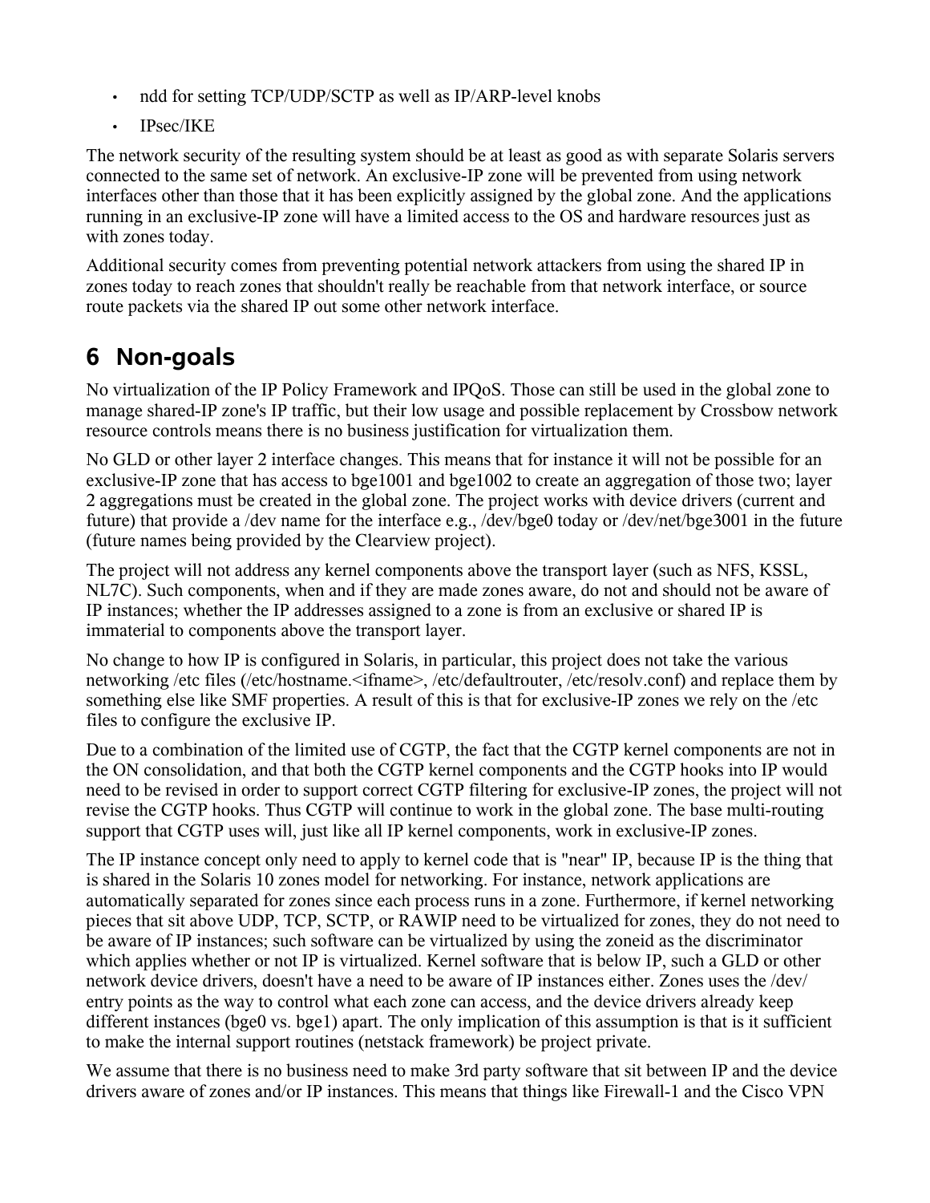- ndd for setting TCP/UDP/SCTP as well as IP/ARP-level knobs
- IPsec/IKE

The network security of the resulting system should be at least as good as with separate Solaris servers connected to the same set of network. An exclusive-IP zone will be prevented from using network interfaces other than those that it has been explicitly assigned by the global zone. And the applications running in an exclusive-IP zone will have a limited access to the OS and hardware resources just as with zones today.

Additional security comes from preventing potential network attackers from using the shared IP in zones today to reach zones that shouldn't really be reachable from that network interface, or source route packets via the shared IP out some other network interface.

## 6 Non-goals

No virtualization of the IP Policy Framework and IPQoS. Those can still be used in the global zone to manage shared-IP zone's IP traffic, but their low usage and possible replacement by Crossbow network resource controls means there is no business justification for virtualization them.

No GLD or other layer 2 interface changes. This means that for instance it will not be possible for an exclusive-IP zone that has access to bge1001 and bge1002 to create an aggregation of those two; layer 2 aggregations must be created in the global zone. The project works with device drivers (current and future) that provide a /dev name for the interface e.g., /dev/bge0 today or /dev/net/bge3001 in the future (future names being provided by the Clearview project).

The project will not address any kernel components above the transport layer (such as NFS, KSSL, NL7C). Such components, when and if they are made zones aware, do not and should not be aware of IP instances; whether the IP addresses assigned to a zone is from an exclusive or shared IP is immaterial to components above the transport layer.

No change to how IP is configured in Solaris, in particular, this project does not take the various networking /etc files (/etc/hostname.<ifname>, /etc/defaultrouter, /etc/resolv.conf) and replace them by something else like SMF properties. A result of this is that for exclusive-IP zones we rely on the /etc files to configure the exclusive IP.

Due to a combination of the limited use of CGTP, the fact that the CGTP kernel components are not in the ON consolidation, and that both the CGTP kernel components and the CGTP hooks into IP would need to be revised in order to support correct CGTP filtering for exclusive-IP zones, the project will not revise the CGTP hooks. Thus CGTP will continue to work in the global zone. The base multi-routing support that CGTP uses will, just like all IP kernel components, work in exclusive-IP zones.

The IP instance concept only need to apply to kernel code that is "near" IP, because IP is the thing that is shared in the Solaris 10 zones model for networking. For instance, network applications are automatically separated for zones since each process runs in a zone. Furthermore, if kernel networking pieces that sit above UDP, TCP, SCTP, or RAWIP need to be virtualized for zones, they do not need to be aware of IP instances; such software can be virtualized by using the zoneid as the discriminator which applies whether or not IP is virtualized. Kernel software that is below IP, such a GLD or other network device drivers, doesn't have a need to be aware of IP instances either. Zones uses the /dev/ entry points as the way to control what each zone can access, and the device drivers already keep different instances (bge0 vs. bge1) apart. The only implication of this assumption is that is it sufficient to make the internal support routines (netstack framework) be project private.

We assume that there is no business need to make 3rd party software that sit between IP and the device drivers aware of zones and/or IP instances. This means that things like Firewall-1 and the Cisco VPN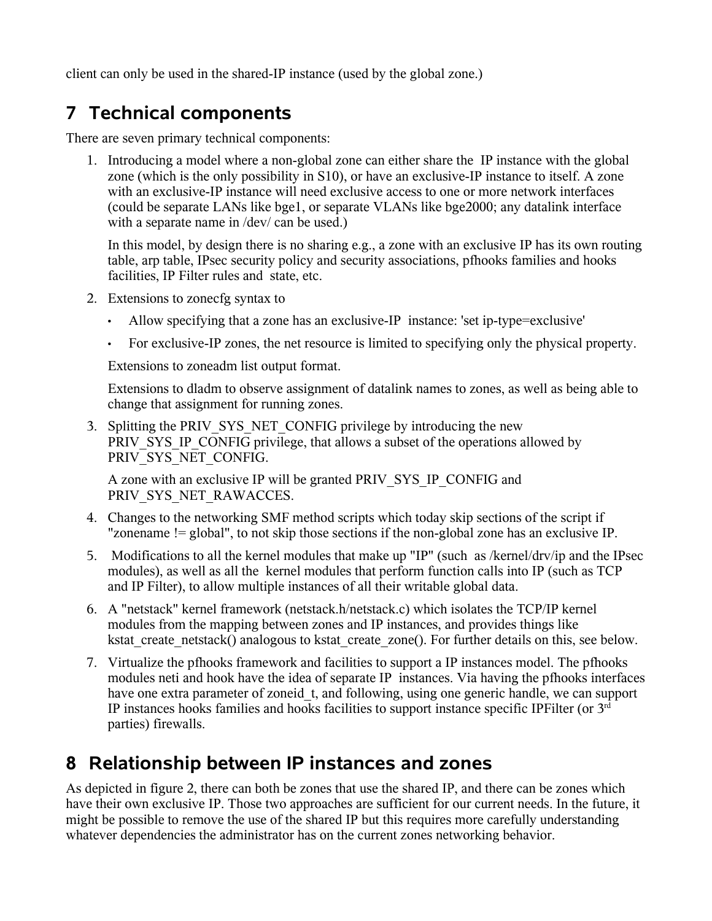client can only be used in the shared-IP instance (used by the global zone.)

## 7 Technical components

There are seven primary technical components:

1. Introducing a model where a non-global zone can either share the IP instance with the global zone (which is the only possibility in S10), or have an exclusive-IP instance to itself. A zone with an exclusive-IP instance will need exclusive access to one or more network interfaces (could be separate LANs like bge1, or separate VLANs like bge2000; any datalink interface with a separate name in /dev/ can be used.)

   In this model, by design there is no sharing e.g., a zone with an exclusive IP has its own routing table, arp table, IPsec security policy and security associations, pfhooks families and hooks facilities, IP Filter rules and state, etc.

2. Extensions to zonecfg syntax to

   - Allow specifying that a zone has an exclusive-IP instance: 'set ip-type=exclusive'
   - For exclusive-IP zones, the net resource is limited to specifying only the physical property.

   Extensions to zoneadm list output format.

   Extensions to dladm to observe assignment of datalink names to zones, as well as being able to change that assignment for running zones.

3. Splitting the PRIV_SYS_NET_CONFIG privilege by introducing the new PRIV_SYS_IP_CONFIG privilege, that allows a subset of the operations allowed by PRIV_SYS_NET_CONFIG.

   A zone with an exclusive IP will be granted PRIV_SYS_IP_CONFIG and PRIV_SYS_NET_RAWACCES.

4. Changes to the networking SMF method scripts which today skip sections of the script if "zonename != global", to not skip those sections if the non-global zone has an exclusive IP.

5. Modifications to all the kernel modules that make up "IP" (such as /kernel/drv/ip and the IPsec modules), as well as all the kernel modules that perform function calls into IP (such as TCP and IP Filter), to allow multiple instances of all their writable global data.

6. A "netstack" kernel framework (netstack.h/netstack.c) which isolates the TCP/IP kernel modules from the mapping between zones and IP instances, and provides things like kstat_create_netstack() analogous to kstat_create_zone(). For further details on this, see below.

7. Virtualize the pfhooks framework and facilities to support a IP instances model. The pfhooks modules neti and hook have the idea of separate IP instances. Via having the pfhooks interfaces have one extra parameter of zoneid_t, and following, using one generic handle, we can support IP instances hooks families and hooks facilities to support instance specific IPFilter (or 3rd parties) firewalls.

## 8 Relationship between IP instances and zones

As depicted in figure 2, there can both be zones that use the shared IP, and there can be zones which have their own exclusive IP. Those two approaches are sufficient for our current needs. In the future, it might be possible to remove the use of the shared IP but this requires more carefully understanding whatever dependencies the administrator has on the current zones networking behavior.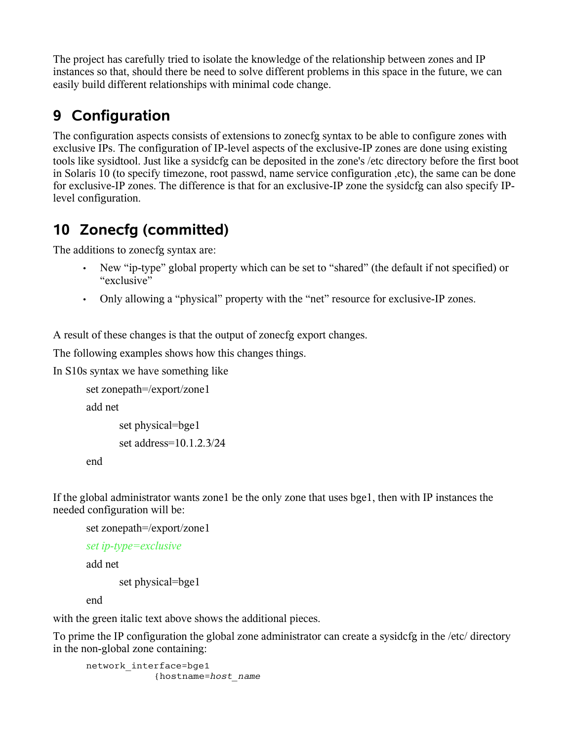The project has carefully tried to isolate the knowledge of the relationship between zones and IP instances so that, should there be need to solve different problems in this space in the future, we can easily build different relationships with minimal code change.

## 9 Configuration

The configuration aspects consists of extensions to zonecfg syntax to be able to configure zones with exclusive IPs. The configuration of IP-level aspects of the exclusive-IP zones are done using existing tools like sysidtool. Just like a sysidcfg can be deposited in the zone's /etc directory before the first boot in Solaris 10 (to specify timezone, root passwd, name service configuration ,etc), the same can be done for exclusive-IP zones. The difference is that for an exclusive-IP zone the sysidcfg can also specify IP-level configuration.

## 10 Zonecfg (committed)

The additions to zonecfg syntax are:

- New “ip-type” global property which can be set to “shared” (the default if not specified) or “exclusive”
- Only allowing a “physical” property with the “net” resource for exclusive-IP zones.

A result of these changes is that the output of zonecfg export changes.

The following examples shows how this changes things.

In S10s syntax we have something like

```
set zonepath=/export/zone1
add net
        set physical=bge1
        set address=10.1.2.3/24
end
```

If the global administrator wants zone1 be the only zone that uses bge1, then with IP instances the needed configuration will be:

```
set zonepath=/export/zone1
set ip-type=exclusive
add net
        set physical=bge1
end
```

with the green italic text above shows the additional pieces.

To prime the IP configuration the global zone administrator can create a sysidcfg in the /etc/ directory in the non-global zone containing:

```
network_interface=bge1
             {hostname=host_name
```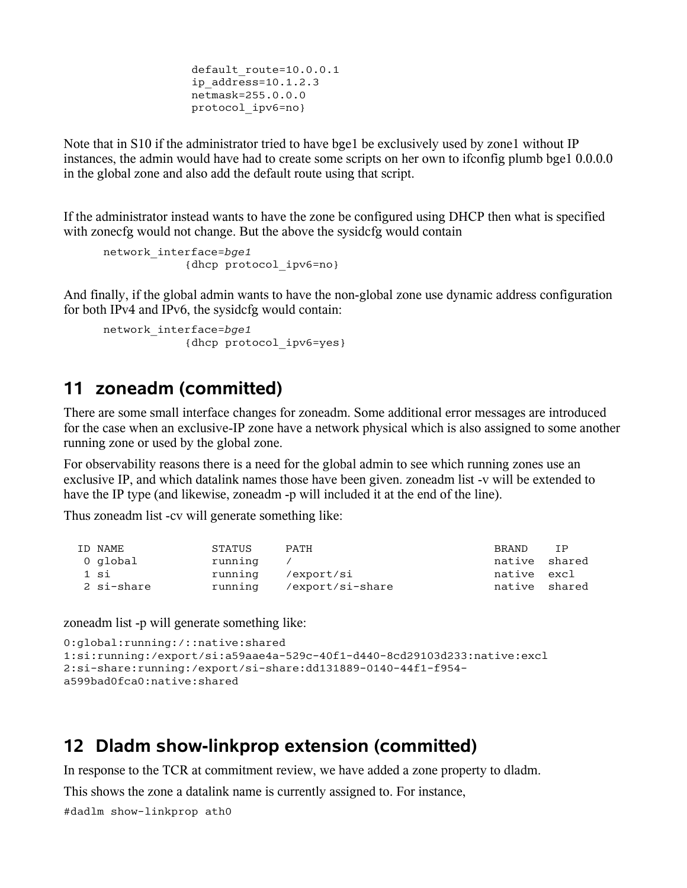```
                    default_route=10.0.0.1
                    ip_address=10.1.2.3
                    netmask=255.0.0.0
                    protocol_ipv6=no}
```

Note that in S10 if the administrator tried to have bge1 be exclusively used by zone1 without IP instances, the admin would have had to create some scripts on her own to ifconfig plumb bge1 0.0.0.0 in the global zone and also add the default route using that script.

If the administrator instead wants to have the zone be configured using DHCP then what is specified with zonecfg would not change. But the above the sysidcfg would contain

```
network_interface=bge1
            {dhcp protocol_ipv6=no}
```

And finally, if the global admin wants to have the non-global zone use dynamic address configuration for both IPv4 and IPv6, the sysidcfg would contain:

```
network_interface=bge1
            {dhcp protocol_ipv6=yes}
```

## 11 zoneadm (committed)

There are some small interface changes for zoneadm. Some additional error messages are introduced for the case when an exclusive-IP zone have a network physical which is also assigned to some another running zone or used by the global zone.

For observability reasons there is a need for the global admin to see which running zones use an exclusive IP, and which datalink names those have been given. zoneadm list -v will be extended to have the IP type (and likewise, zoneadm -p will included it at the end of the line).

Thus zoneadm list -cv will generate something like:

```
  ID NAME             STATUS     PATH                           BRAND    IP
   0 global           running    /                              native  shared
   1 si               running    /export/si                     native  excl
   2 si-share         running    /export/si-share               native  shared
```

zoneadm list -p will generate something like:

```
0:global:running:/::native:shared
1:si:running:/export/si:a59aae4a-529c-40f1-d440-8cd29103d233:native:excl
2:si-share:running:/export/si-share:dd131889-0140-44f1-f954-
a599bad0fca0:native:shared
```

## 12 Dladm show-linkprop extension (committed)

In response to the TCR at commitment review, we have added a zone property to dladm.

This shows the zone a datalink name is currently assigned to. For instance,

```
#dadlm show-linkprop ath0
```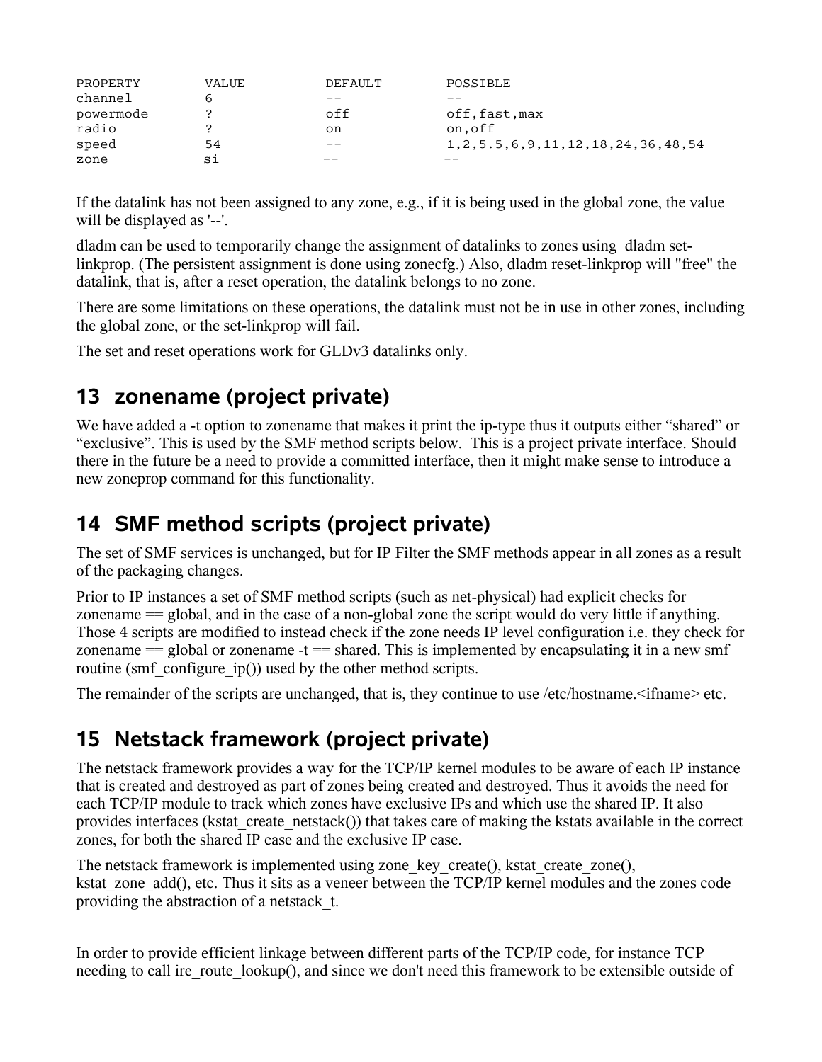```
PROPERTY         VALUE            DEFAULT          POSSIBLE
channel          6                --               --
powermode        ?                off              off,fast,max
radio            ?                on               on,off
speed            54               --               1,2,5.5,6,9,11,12,18,24,36,48,54
zone             si               --               --
```

If the datalink has not been assigned to any zone, e.g., if it is being used in the global zone, the value will be displayed as '--'.

dladm can be used to temporarily change the assignment of datalinks to zones using dladm set-linkprop. (The persistent assignment is done using zonecfg.) Also, dladm reset-linkprop will "free" the datalink, that is, after a reset operation, the datalink belongs to no zone.

There are some limitations on these operations, the datalink must not be in use in other zones, including the global zone, or the set-linkprop will fail.

The set and reset operations work for GLDv3 datalinks only.

## 13 zonename (project private)

We have added a -t option to zonename that makes it print the ip-type thus it outputs either "shared" or "exclusive". This is used by the SMF method scripts below. This is a project private interface. Should there in the future be a need to provide a committed interface, then it might make sense to introduce a new zoneprop command for this functionality.

## 14 SMF method scripts (project private)

The set of SMF services is unchanged, but for IP Filter the SMF methods appear in all zones as a result of the packaging changes.

Prior to IP instances a set of SMF method scripts (such as net-physical) had explicit checks for zonename == global, and in the case of a non-global zone the script would do very little if anything. Those 4 scripts are modified to instead check if the zone needs IP level configuration i.e. they check for zonename == global or zonename -t == shared. This is implemented by encapsulating it in a new smf routine (smf_configure_ip()) used by the other method scripts.

The remainder of the scripts are unchanged, that is, they continue to use /etc/hostname.<ifname> etc.

## 15 Netstack framework (project private)

The netstack framework provides a way for the TCP/IP kernel modules to be aware of each IP instance that is created and destroyed as part of zones being created and destroyed. Thus it avoids the need for each TCP/IP module to track which zones have exclusive IPs and which use the shared IP. It also provides interfaces (kstat_create_netstack()) that takes care of making the kstats available in the correct zones, for both the shared IP case and the exclusive IP case.

The netstack framework is implemented using zone_key_create(), kstat_create_zone(), kstat_zone_add(), etc. Thus it sits as a veneer between the TCP/IP kernel modules and the zones code providing the abstraction of a netstack_t.

In order to provide efficient linkage between different parts of the TCP/IP code, for instance TCP needing to call ire_route_lookup(), and since we don't need this framework to be extensible outside of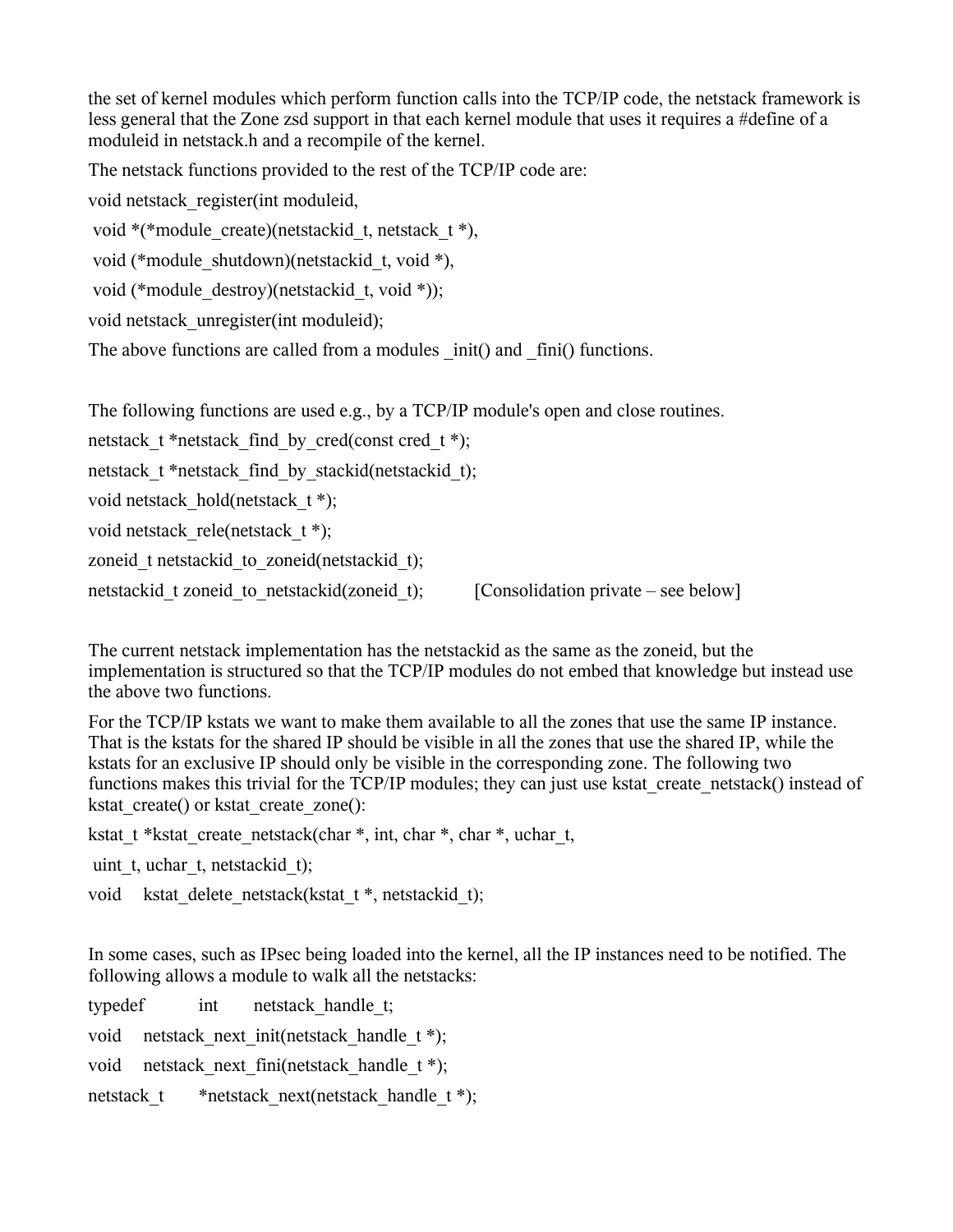the set of kernel modules which perform function calls into the TCP/IP code, the netstack framework is less general that the Zone zsd support in that each kernel module that uses it requires a #define of a moduleid in netstack.h and a recompile of the kernel.

The netstack functions provided to the rest of the TCP/IP code are:

```
void netstack_register(int moduleid,
 void *(*module_create)(netstackid_t, netstack_t *),
 void (*module_shutdown)(netstackid_t, void *),
 void (*module_destroy)(netstackid_t, void *));
void netstack_unregister(int moduleid);
```

The above functions are called from a modules _init() and _fini() functions.

The following functions are used e.g., by a TCP/IP module's open and close routines.

```
netstack_t *netstack_find_by_cred(const cred_t *);
netstack_t *netstack_find_by_stackid(netstackid_t);
void netstack_hold(netstack_t *);
void netstack_rele(netstack_t *);
zoneid_t netstackid_to_zoneid(netstackid_t);
netstackid_t zoneid_to_netstackid(zoneid_t);        [Consolidation private – see below]
```

The current netstack implementation has the netstackid as the same as the zoneid, but the implementation is structured so that the TCP/IP modules do not embed that knowledge but instead use the above two functions.

For the TCP/IP kstats we want to make them available to all the zones that use the same IP instance. That is the kstats for the shared IP should be visible in all the zones that use the shared IP, while the kstats for an exclusive IP should only be visible in the corresponding zone. The following two functions makes this trivial for the TCP/IP modules; they can just use kstat_create_netstack() instead of kstat_create() or kstat_create_zone():

```
kstat_t *kstat_create_netstack(char *, int, char *, char *, uchar_t,
 uint_t, uchar_t, netstackid_t);
void    kstat_delete_netstack(kstat_t *, netstackid_t);
```

In some cases, such as IPsec being loaded into the kernel, all the IP instances need to be notified. The following allows a module to walk all the netstacks:

```
typedef     int     netstack_handle_t;
void    netstack_next_init(netstack_handle_t *);
void    netstack_next_fini(netstack_handle_t *);
netstack_t      *netstack_next(netstack_handle_t *);
```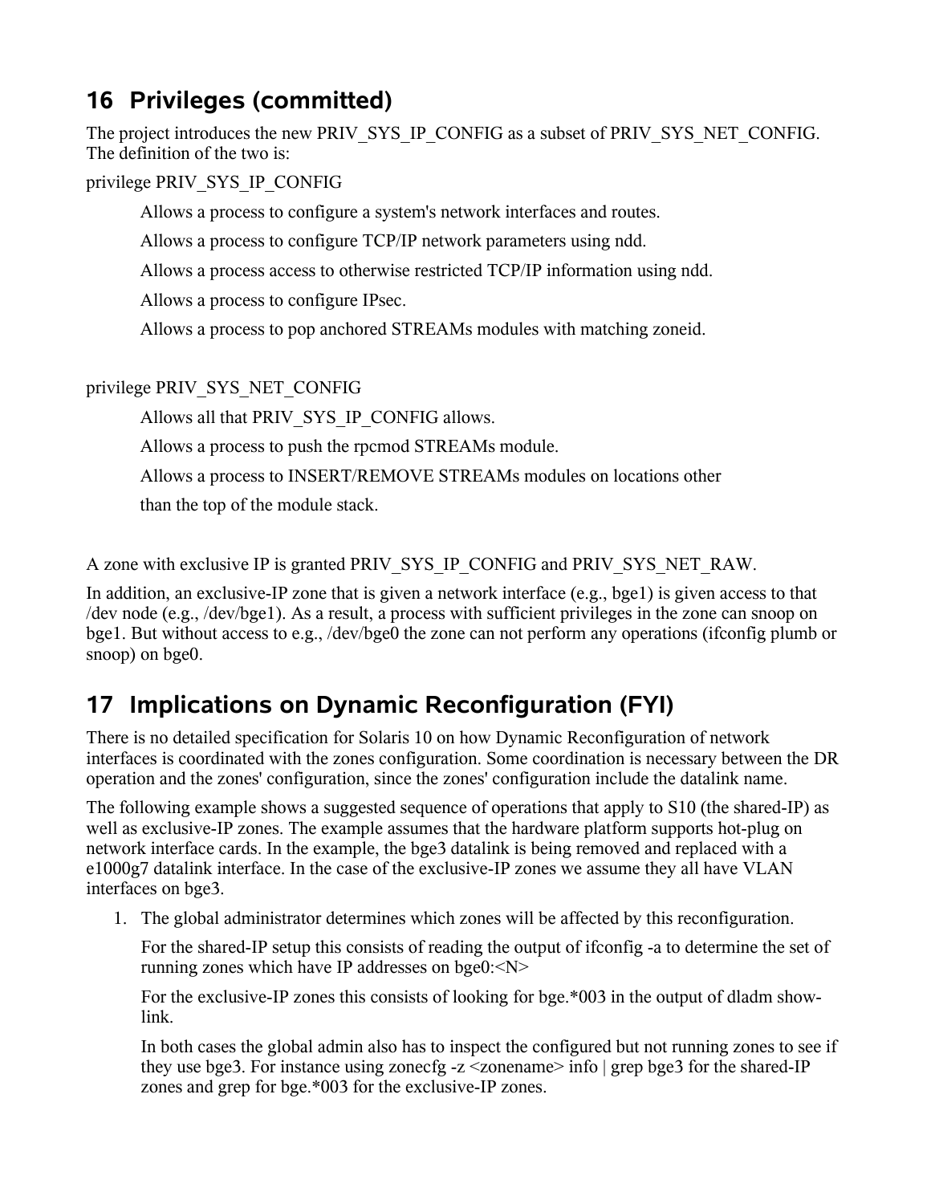## 16 Privileges (committed)

The project introduces the new PRIV_SYS_IP_CONFIG as a subset of PRIV_SYS_NET_CONFIG. The definition of the two is:

privilege PRIV_SYS_IP_CONFIG

> Allows a process to configure a system's network interfaces and routes.
>
> Allows a process to configure TCP/IP network parameters using ndd.
>
> Allows a process access to otherwise restricted TCP/IP information using ndd.
>
> Allows a process to configure IPsec.
>
> Allows a process to pop anchored STREAMs modules with matching zoneid.

privilege PRIV_SYS_NET_CONFIG

> Allows all that PRIV_SYS_IP_CONFIG allows.
>
> Allows a process to push the rpcmod STREAMs module.
>
> Allows a process to INSERT/REMOVE STREAMs modules on locations other
>
> than the top of the module stack.

A zone with exclusive IP is granted PRIV_SYS_IP_CONFIG and PRIV_SYS_NET_RAW.

In addition, an exclusive-IP zone that is given a network interface (e.g., bge1) is given access to that /dev node (e.g., /dev/bge1). As a result, a process with sufficient privileges in the zone can snoop on bge1. But without access to e.g., /dev/bge0 the zone can not perform any operations (ifconfig plumb or snoop) on bge0.

## 17 Implications on Dynamic Reconfiguration (FYI)

There is no detailed specification for Solaris 10 on how Dynamic Reconfiguration of network interfaces is coordinated with the zones configuration. Some coordination is necessary between the DR operation and the zones' configuration, since the zones' configuration include the datalink name.

The following example shows a suggested sequence of operations that apply to S10 (the shared-IP) as well as exclusive-IP zones. The example assumes that the hardware platform supports hot-plug on network interface cards. In the example, the bge3 datalink is being removed and replaced with a e1000g7 datalink interface. In the case of the exclusive-IP zones we assume they all have VLAN interfaces on bge3.

1. The global administrator determines which zones will be affected by this reconfiguration.

   For the shared-IP setup this consists of reading the output of ifconfig -a to determine the set of running zones which have IP addresses on bge0:<N>

   For the exclusive-IP zones this consists of looking for bge.*003 in the output of dladm show-link.

   In both cases the global admin also has to inspect the configured but not running zones to see if they use bge3. For instance using zonecfg -z <zonename> info | grep bge3 for the shared-IP zones and grep for bge.*003 for the exclusive-IP zones.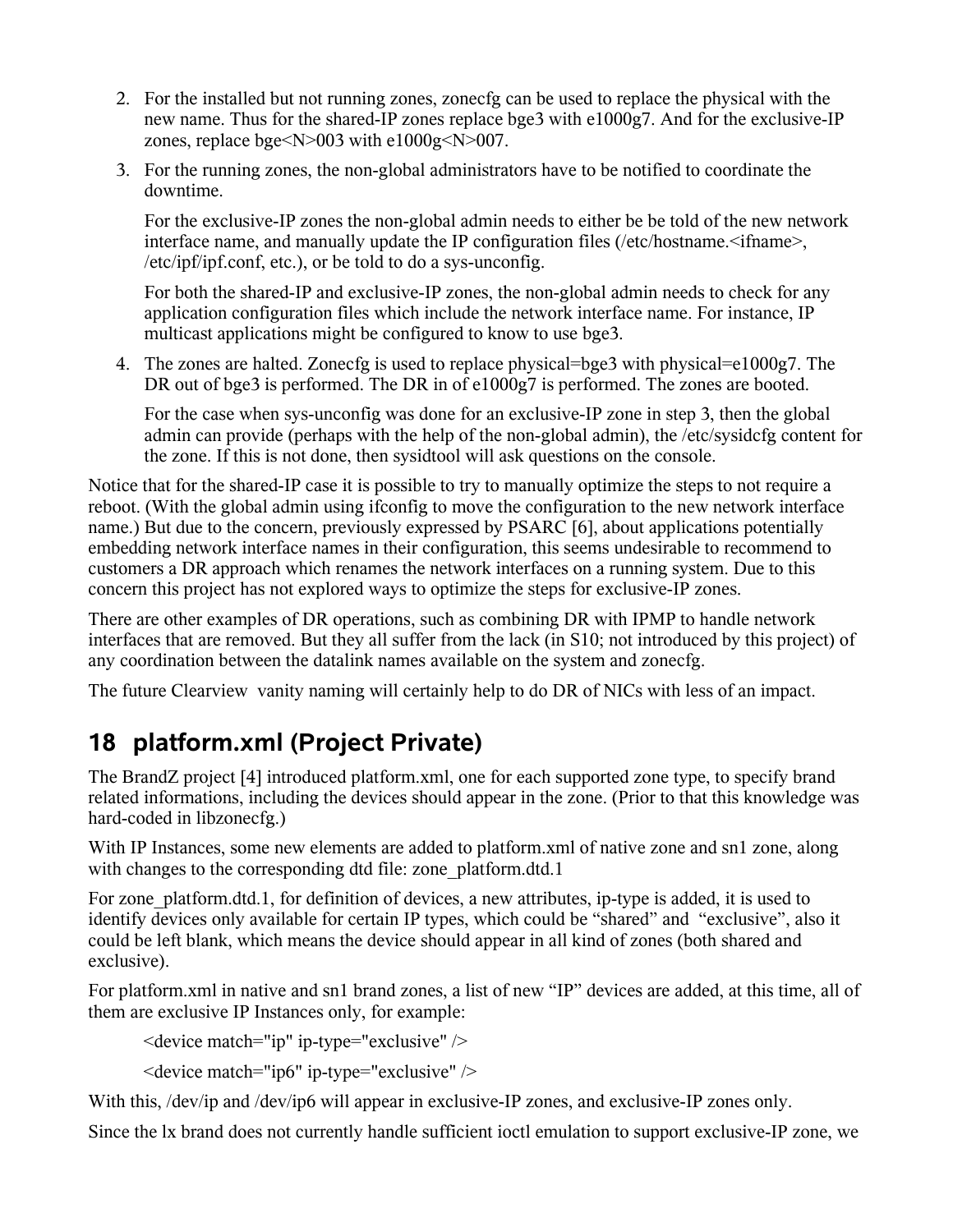2. For the installed but not running zones, zonecfg can be used to replace the physical with the new name. Thus for the shared-IP zones replace bge3 with e1000g7. And for the exclusive-IP zones, replace bge<N>003 with e1000g<N>007.

3. For the running zones, the non-global administrators have to be notified to coordinate the downtime.

   For the exclusive-IP zones the non-global admin needs to either be be told of the new network interface name, and manually update the IP configuration files (/etc/hostname.<ifname>, /etc/ipf/ipf.conf, etc.), or be told to do a sys-unconfig.

   For both the shared-IP and exclusive-IP zones, the non-global admin needs to check for any application configuration files which include the network interface name. For instance, IP multicast applications might be configured to know to use bge3.

4. The zones are halted. Zonecfg is used to replace physical=bge3 with physical=e1000g7. The DR out of bge3 is performed. The DR in of e1000g7 is performed. The zones are booted.

   For the case when sys-unconfig was done for an exclusive-IP zone in step 3, then the global admin can provide (perhaps with the help of the non-global admin), the /etc/sysidcfg content for the zone. If this is not done, then sysidtool will ask questions on the console.

Notice that for the shared-IP case it is possible to try to manually optimize the steps to not require a reboot. (With the global admin using ifconfig to move the configuration to the new network interface name.) But due to the concern, previously expressed by PSARC [6], about applications potentially embedding network interface names in their configuration, this seems undesirable to recommend to customers a DR approach which renames the network interfaces on a running system. Due to this concern this project has not explored ways to optimize the steps for exclusive-IP zones.

There are other examples of DR operations, such as combining DR with IPMP to handle network interfaces that are removed. But they all suffer from the lack (in S10; not introduced by this project) of any coordination between the datalink names available on the system and zonecfg.

The future Clearview vanity naming will certainly help to do DR of NICs with less of an impact.

## 18 platform.xml (Project Private)

The BrandZ project [4] introduced platform.xml, one for each supported zone type, to specify brand related informations, including the devices should appear in the zone. (Prior to that this knowledge was hard-coded in libzonecfg.)

With IP Instances, some new elements are added to platform.xml of native zone and sn1 zone, along with changes to the corresponding dtd file: zone_platform.dtd.1

For zone_platform.dtd.1, for definition of devices, a new attributes, ip-type is added, it is used to identify devices only available for certain IP types, which could be “shared” and “exclusive”, also it could be left blank, which means the device should appear in all kind of zones (both shared and exclusive).

For platform.xml in native and sn1 brand zones, a list of new “IP” devices are added, at this time, all of them are exclusive IP Instances only, for example:

```
<device match="ip" ip-type="exclusive" />
<device match="ip6" ip-type="exclusive" />
```

With this, /dev/ip and /dev/ip6 will appear in exclusive-IP zones, and exclusive-IP zones only.

Since the lx brand does not currently handle sufficient ioctl emulation to support exclusive-IP zone, we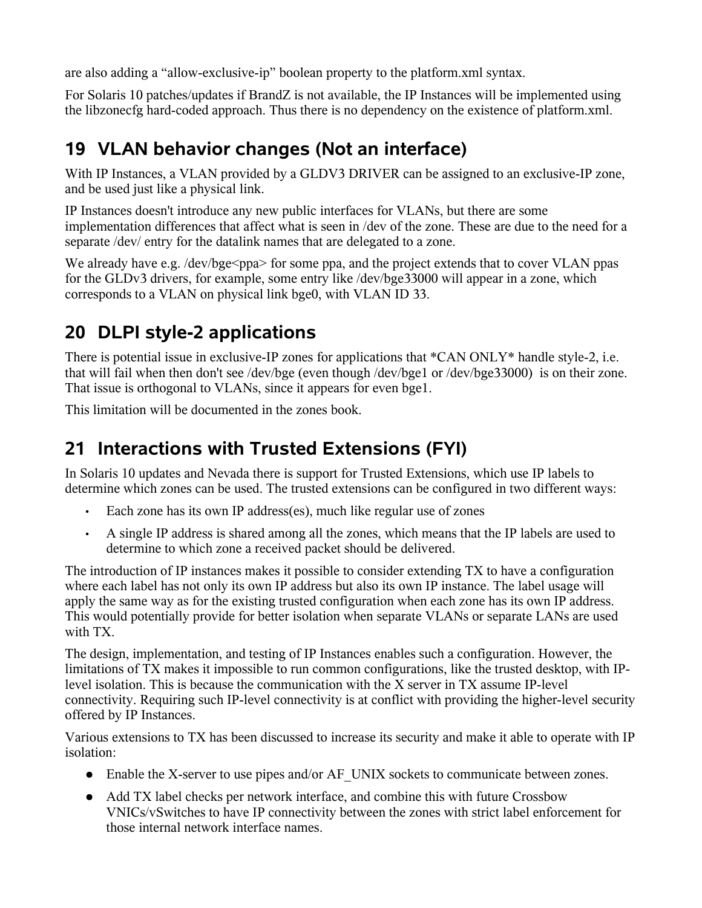are also adding a "allow-exclusive-ip" boolean property to the platform.xml syntax.

For Solaris 10 patches/updates if BrandZ is not available, the IP Instances will be implemented using the libzonecfg hard-coded approach. Thus there is no dependency on the existence of platform.xml.

## 19 VLAN behavior changes (Not an interface)

With IP Instances, a VLAN provided by a GLDV3 DRIVER can be assigned to an exclusive-IP zone, and be used just like a physical link.

IP Instances doesn't introduce any new public interfaces for VLANs, but there are some implementation differences that affect what is seen in /dev of the zone. These are due to the need for a separate /dev/ entry for the datalink names that are delegated to a zone.

We already have e.g. /dev/bge<ppa> for some ppa, and the project extends that to cover VLAN ppas for the GLDv3 drivers, for example, some entry like /dev/bge33000 will appear in a zone, which corresponds to a VLAN on physical link bge0, with VLAN ID 33.

## 20 DLPI style-2 applications

There is potential issue in exclusive-IP zones for applications that *CAN ONLY* handle style-2, i.e. that will fail when then don't see /dev/bge (even though /dev/bge1 or /dev/bge33000) is on their zone. That issue is orthogonal to VLANs, since it appears for even bge1.

This limitation will be documented in the zones book.

## 21 Interactions with Trusted Extensions (FYI)

In Solaris 10 updates and Nevada there is support for Trusted Extensions, which use IP labels to determine which zones can be used. The trusted extensions can be configured in two different ways:

- Each zone has its own IP address(es), much like regular use of zones
- A single IP address is shared among all the zones, which means that the IP labels are used to determine to which zone a received packet should be delivered.

The introduction of IP instances makes it possible to consider extending TX to have a configuration where each label has not only its own IP address but also its own IP instance. The label usage will apply the same way as for the existing trusted configuration when each zone has its own IP address. This would potentially provide for better isolation when separate VLANs or separate LANs are used with TX.

The design, implementation, and testing of IP Instances enables such a configuration. However, the limitations of TX makes it impossible to run common configurations, like the trusted desktop, with IP-level isolation. This is because the communication with the X server in TX assume IP-level connectivity. Requiring such IP-level connectivity is at conflict with providing the higher-level security offered by IP Instances.

Various extensions to TX has been discussed to increase its security and make it able to operate with IP isolation:

- Enable the X-server to use pipes and/or AF_UNIX sockets to communicate between zones.
- Add TX label checks per network interface, and combine this with future Crossbow VNICs/vSwitches to have IP connectivity between the zones with strict label enforcement for those internal network interface names.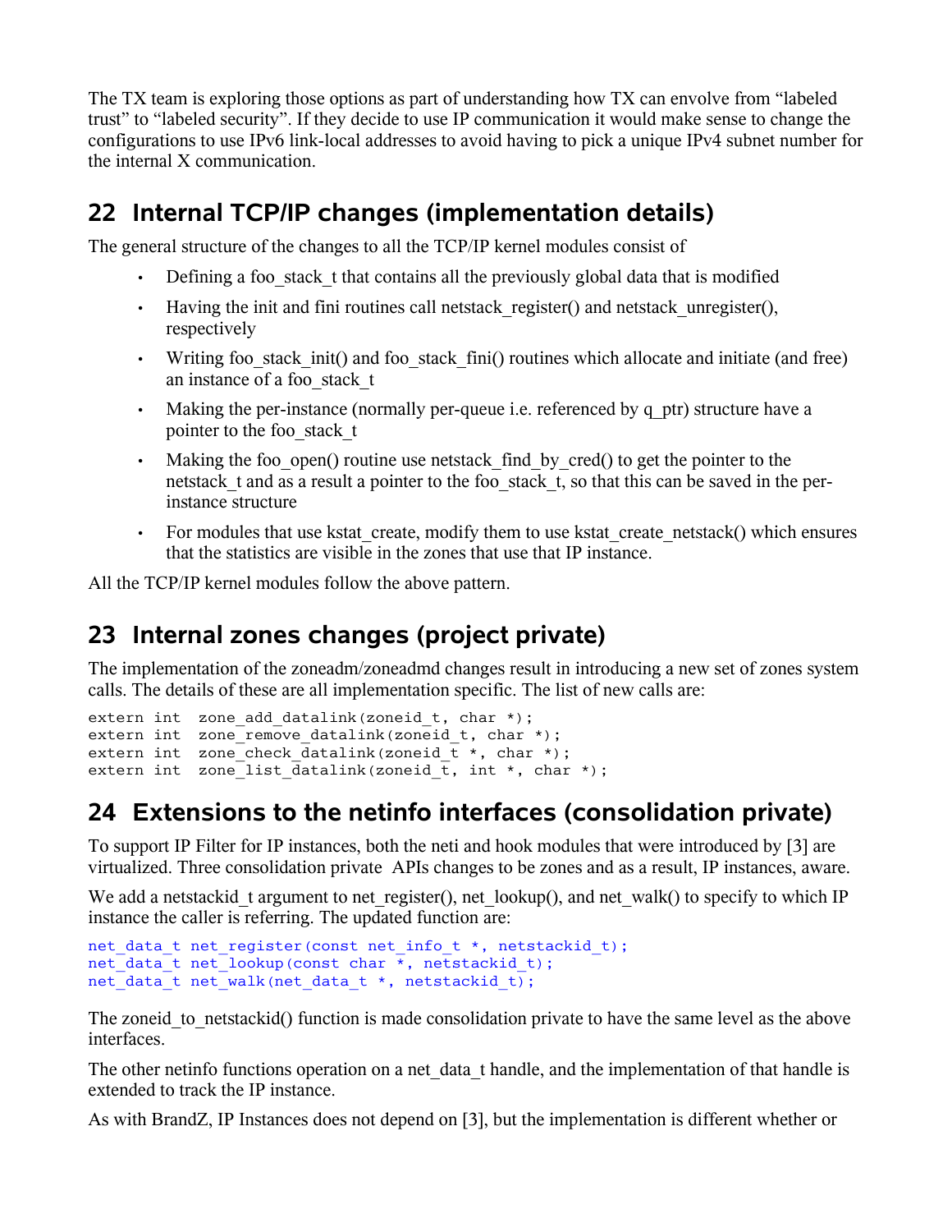The TX team is exploring those options as part of understanding how TX can envolve from "labeled trust" to "labeled security". If they decide to use IP communication it would make sense to change the configurations to use IPv6 link-local addresses to avoid having to pick a unique IPv4 subnet number for the internal X communication.

## 22 Internal TCP/IP changes (implementation details)

The general structure of the changes to all the TCP/IP kernel modules consist of

- Defining a foo_stack_t that contains all the previously global data that is modified
- Having the init and fini routines call netstack_register() and netstack_unregister(), respectively
- Writing foo_stack_init() and foo_stack_fini() routines which allocate and initiate (and free) an instance of a foo_stack_t
- Making the per-instance (normally per-queue i.e. referenced by q_ptr) structure have a pointer to the foo_stack_t
- Making the foo_open() routine use netstack_find_by_cred() to get the pointer to the netstack_t and as a result a pointer to the foo_stack_t, so that this can be saved in the per-instance structure
- For modules that use kstat_create, modify them to use kstat_create_netstack() which ensures that the statistics are visible in the zones that use that IP instance.

All the TCP/IP kernel modules follow the above pattern.

## 23 Internal zones changes (project private)

The implementation of the zoneadm/zoneadmd changes result in introducing a new set of zones system calls. The details of these are all implementation specific. The list of new calls are:

```
extern int  zone_add_datalink(zoneid_t, char *);
extern int  zone_remove_datalink(zoneid_t, char *);
extern int  zone_check_datalink(zoneid_t *, char *);
extern int  zone_list_datalink(zoneid_t, int *, char *);
```

## 24 Extensions to the netinfo interfaces (consolidation private)

To support IP Filter for IP instances, both the neti and hook modules that were introduced by [3] are virtualized. Three consolidation private APIs changes to be zones and as a result, IP instances, aware.

We add a netstackid_t argument to net_register(), net_lookup(), and net_walk() to specify to which IP instance the caller is referring. The updated function are:

```
net_data_t net_register(const net_info_t *, netstackid_t);
net_data_t net_lookup(const char *, netstackid_t);
net_data_t net_walk(net_data_t *, netstackid_t);
```

The zoneid_to_netstackid() function is made consolidation private to have the same level as the above interfaces.

The other netinfo functions operation on a net_data_t handle, and the implementation of that handle is extended to track the IP instance.

As with BrandZ, IP Instances does not depend on [3], but the implementation is different whether or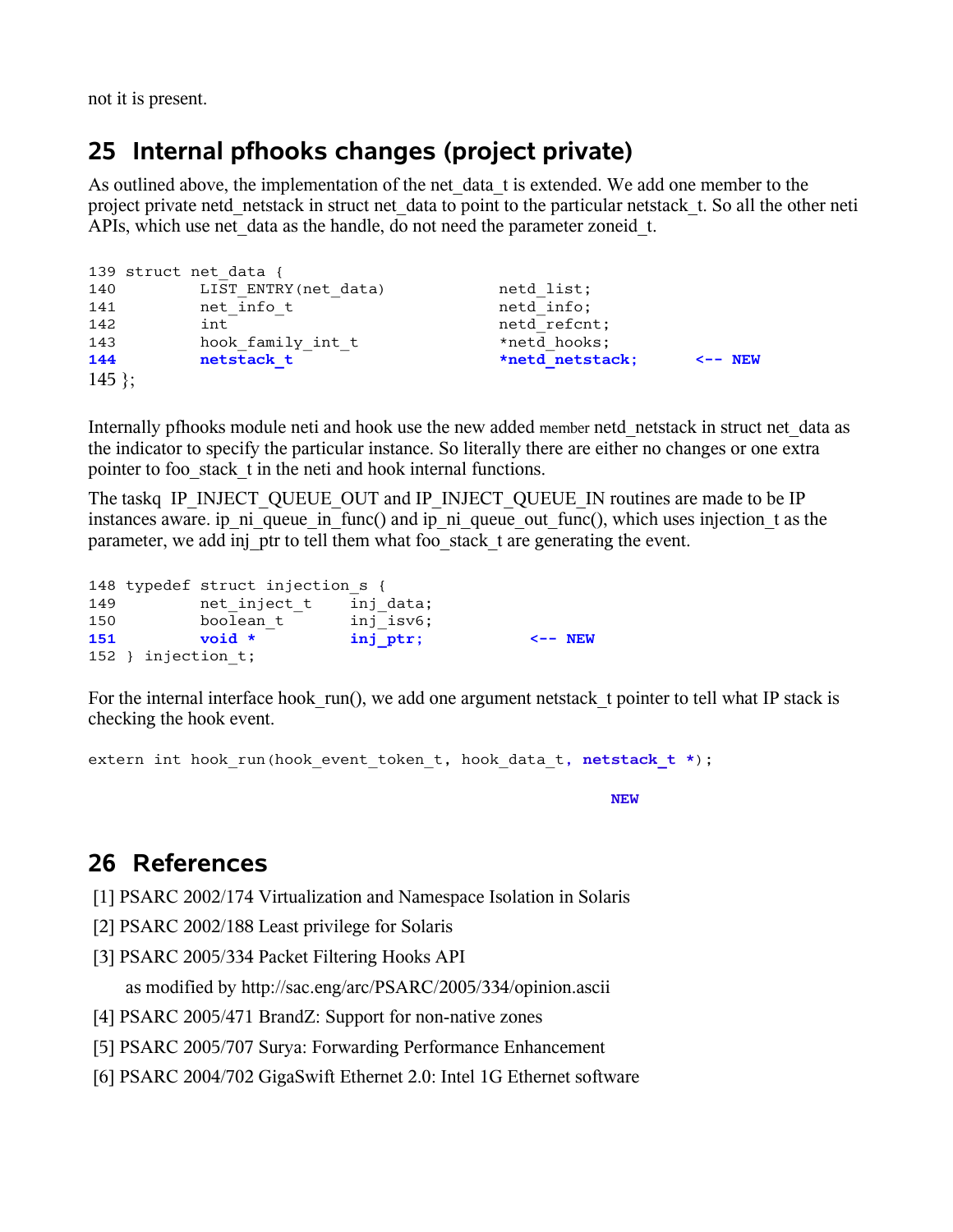not it is present.

## 25 Internal pfhooks changes (project private)

As outlined above, the implementation of the net_data_t is extended. We add one member to the project private netd_netstack in struct net_data to point to the particular netstack_t. So all the other neti APIs, which use net_data as the handle, do not need the parameter zoneid_t.

```
139 struct net_data {
140         LIST_ENTRY(net_data)             netd_list;
141         net_info_t                       netd_info;
142         int                              netd_refcnt;
143         hook_family_int_t                *netd_hooks;
144         netstack_t                       *netd_netstack;      <-- NEW
145 };
```

Internally pfhooks module neti and hook use the new added member netd_netstack in struct net_data as the indicator to specify the particular instance. So literally there are either no changes or one extra pointer to foo_stack_t in the neti and hook internal functions.

The taskq IP_INJECT_QUEUE_OUT and IP_INJECT_QUEUE_IN routines are made to be IP instances aware. ip_ni_queue_in_func() and ip_ni_queue_out_func(), which uses injection_t as the parameter, we add inj_ptr to tell them what foo_stack_t are generating the event.

```
148 typedef struct injection_s {
149         net_inject_t    inj_data;
150         boolean_t       inj_isv6;
151         void *          inj_ptr;          <-- NEW
152 } injection_t;
```

For the internal interface hook_run(), we add one argument netstack_t pointer to tell what IP stack is checking the hook event.

```
extern int hook_run(hook_event_token_t, hook_data_t, netstack_t *);

                                                      NEW
```

## 26 References

[1] PSARC 2002/174 Virtualization and Namespace Isolation in Solaris

[2] PSARC 2002/188 Least privilege for Solaris

[3] PSARC 2005/334 Packet Filtering Hooks API

as modified by http://sac.eng/arc/PSARC/2005/334/opinion.ascii

[4] PSARC 2005/471 BrandZ: Support for non-native zones

[5] PSARC 2005/707 Surya: Forwarding Performance Enhancement

[6] PSARC 2004/702 GigaSwift Ethernet 2.0: Intel 1G Ethernet software